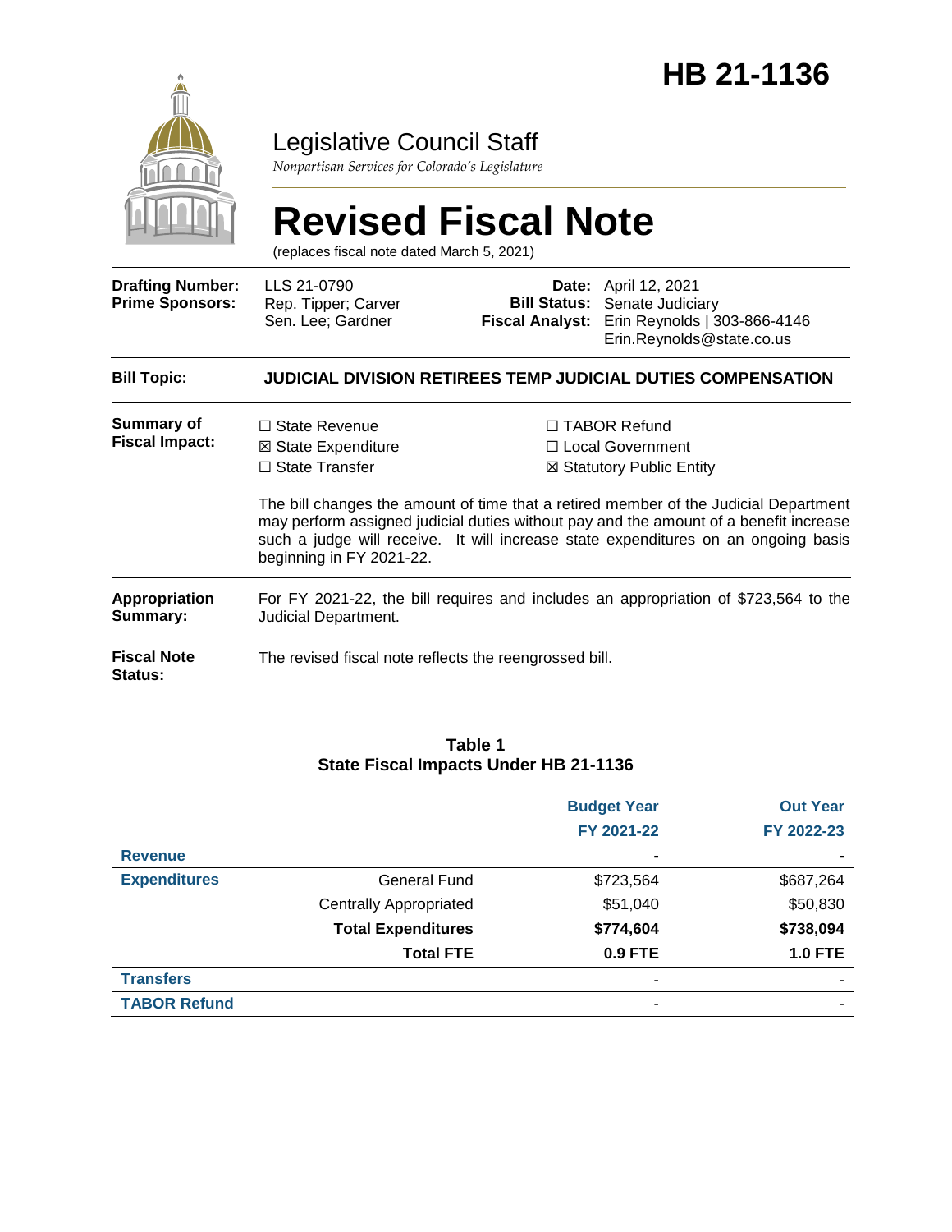# HB 21-1136

## Legislative Council Staff

*Nonpartisan Services for Colorado's Legislature*

# Revised Fiscal Note

(replaces fiscal note dated March 5, 2021)

| | | | |
|---|---|---|---|
| **Drafting Number:** | LLS 21-0790 | **Date:** | April 12, 2021 |
| **Prime Sponsors:** | Rep. Tipper; Carver<br>Sen. Lee; Gardner | **Bill Status:** | Senate Judiciary |
| | | **Fiscal Analyst:** | Erin Reynolds \| 303-866-4146<br>Erin.Reynolds@state.co.us |

**Bill Topic:** **JUDICIAL DIVISION RETIREES TEMP JUDICIAL DUTIES COMPENSATION**

**Summary of Fiscal Impact:**

- ☐ State Revenue
- ☒ State Expenditure
- ☐ State Transfer
- ☐ TABOR Refund
- ☐ Local Government
- ☒ Statutory Public Entity

The bill changes the amount of time that a retired member of the Judicial Department may perform assigned judicial duties without pay and the amount of a benefit increase such a judge will receive. It will increase state expenditures on an ongoing basis beginning in FY 2021-22.

**Appropriation Summary:** For FY 2021-22, the bill requires and includes an appropriation of $723,564 to the Judicial Department.

**Fiscal Note Status:** The revised fiscal note reflects the reengrossed bill.

**Table 1**
**State Fiscal Impacts Under HB 21-1136**

| | | Budget Year<br>FY 2021-22 | Out Year<br>FY 2022-23 |
|---|---|---|---|
| **Revenue** | | - | - |
| **Expenditures** | General Fund | $723,564 | $687,264 |
| | Centrally Appropriated | $51,040 | $50,830 |
| | **Total Expenditures** | **$774,604** | **$738,094** |
| | **Total FTE** | **0.9 FTE** | **1.0 FTE** |
| **Transfers** | | - | - |
| **TABOR Refund** | | - | - |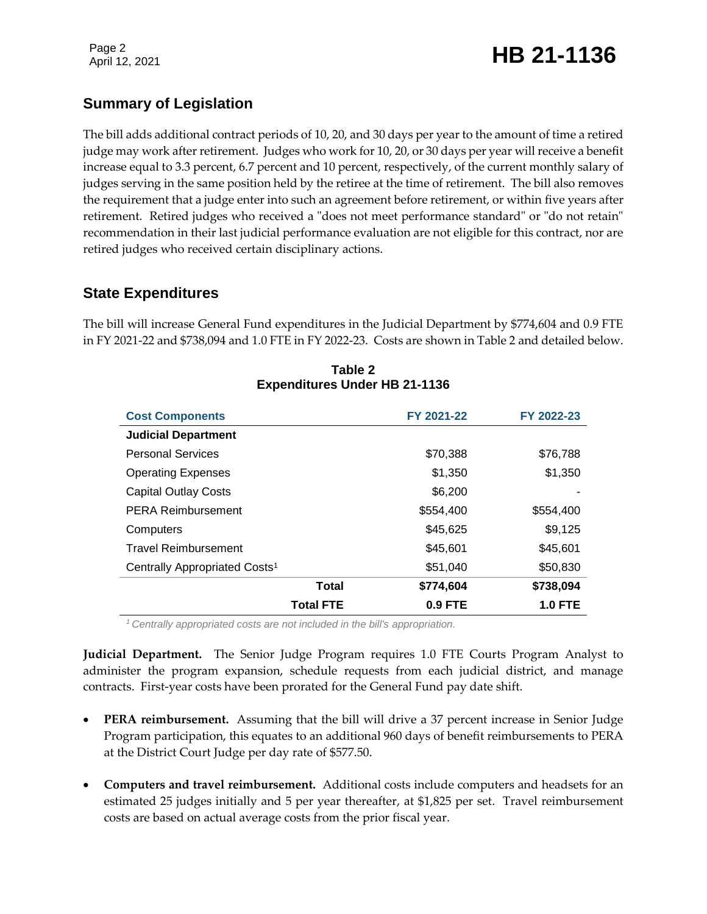## Summary of Legislation

The bill adds additional contract periods of 10, 20, and 30 days per year to the amount of time a retired judge may work after retirement. Judges who work for 10, 20, or 30 days per year will receive a benefit increase equal to 3.3 percent, 6.7 percent and 10 percent, respectively, of the current monthly salary of judges serving in the same position held by the retiree at the time of retirement. The bill also removes the requirement that a judge enter into such an agreement before retirement, or within five years after retirement. Retired judges who received a "does not meet performance standard" or "do not retain" recommendation in their last judicial performance evaluation are not eligible for this contract, nor are retired judges who received certain disciplinary actions.

## State Expenditures

The bill will increase General Fund expenditures in the Judicial Department by $774,604 and 0.9 FTE in FY 2021-22 and $738,094 and 1.0 FTE in FY 2022-23. Costs are shown in Table 2 and detailed below.

**Table 2**
**Expenditures Under HB 21-1136**

| Cost Components | FY 2021-22 | FY 2022-23 |
|---|---|---|
| **Judicial Department** | | |
| Personal Services | $70,388 | $76,788 |
| Operating Expenses | $1,350 | $1,350 |
| Capital Outlay Costs | $6,200 | - |
| PERA Reimbursement | $554,400 | $554,400 |
| Computers | $45,625 | $9,125 |
| Travel Reimbursement | $45,601 | $45,601 |
| Centrally Appropriated Costs[1] | $51,040 | $50,830 |
| **Total** | **$774,604** | **$738,094** |
| **Total FTE** | **0.9 FTE** | **1.0 FTE** |

*[1] Centrally appropriated costs are not included in the bill's appropriation.*

**Judicial Department.** The Senior Judge Program requires 1.0 FTE Courts Program Analyst to administer the program expansion, schedule requests from each judicial district, and manage contracts. First-year costs have been prorated for the General Fund pay date shift.

- **PERA reimbursement.** Assuming that the bill will drive a 37 percent increase in Senior Judge Program participation, this equates to an additional 960 days of benefit reimbursements to PERA at the District Court Judge per day rate of $577.50.
- **Computers and travel reimbursement.** Additional costs include computers and headsets for an estimated 25 judges initially and 5 per year thereafter, at $1,825 per set. Travel reimbursement costs are based on actual average costs from the prior fiscal year.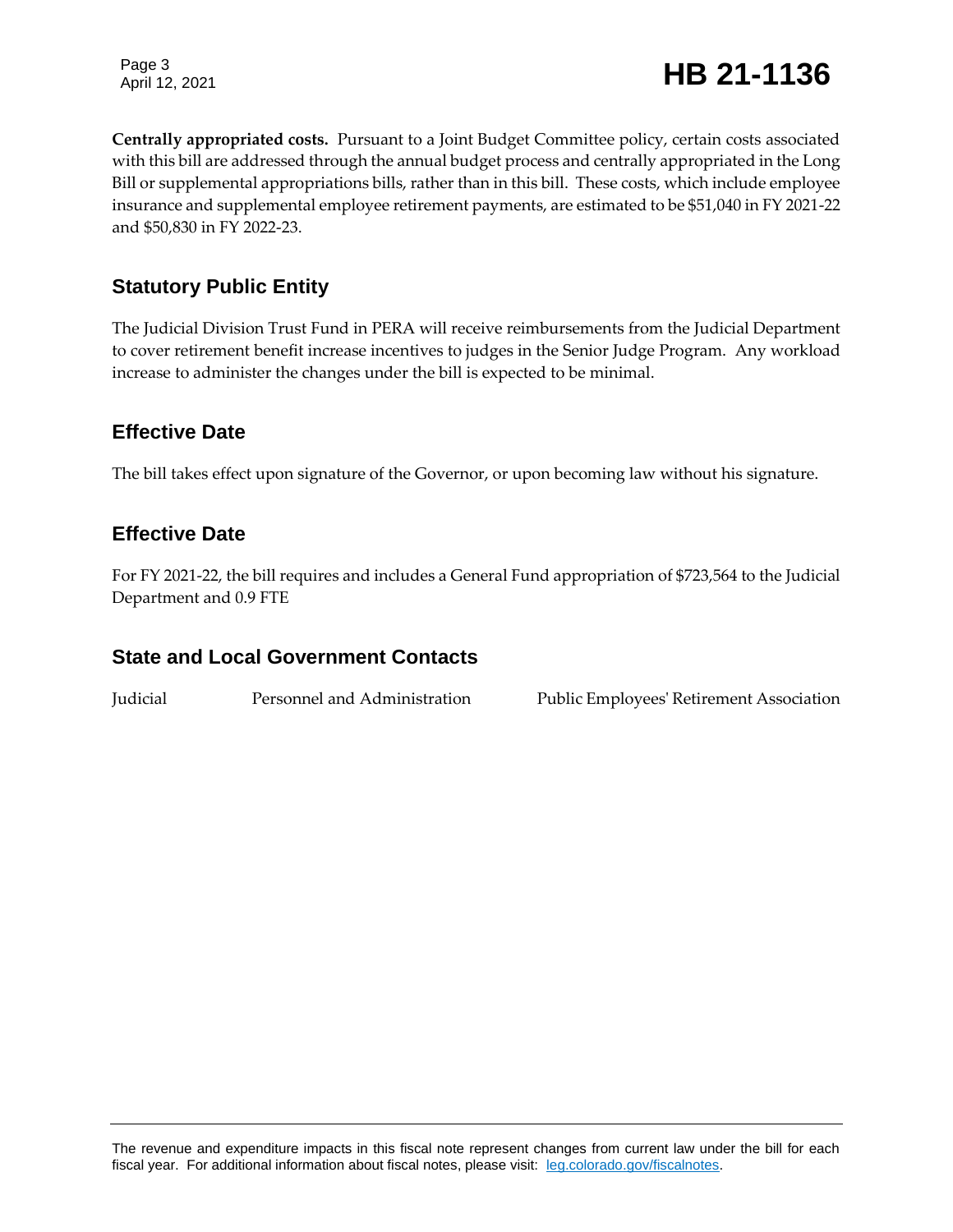**Centrally appropriated costs.** Pursuant to a Joint Budget Committee policy, certain costs associated with this bill are addressed through the annual budget process and centrally appropriated in the Long Bill or supplemental appropriations bills, rather than in this bill. These costs, which include employee insurance and supplemental employee retirement payments, are estimated to be $51,040 in FY 2021-22 and $50,830 in FY 2022-23.

## Statutory Public Entity

The Judicial Division Trust Fund in PERA will receive reimbursements from the Judicial Department to cover retirement benefit increase incentives to judges in the Senior Judge Program. Any workload increase to administer the changes under the bill is expected to be minimal.

## Effective Date

The bill takes effect upon signature of the Governor, or upon becoming law without his signature.

## Effective Date

For FY 2021-22, the bill requires and includes a General Fund appropriation of $723,564 to the Judicial Department and 0.9 FTE

## State and Local Government Contacts

| | | |
|---|---|---|
| Judicial | Personnel and Administration | Public Employees' Retirement Association |

The revenue and expenditure impacts in this fiscal note represent changes from current law under the bill for each fiscal year. For additional information about fiscal notes, please visit: leg.colorado.gov/fiscalnotes.